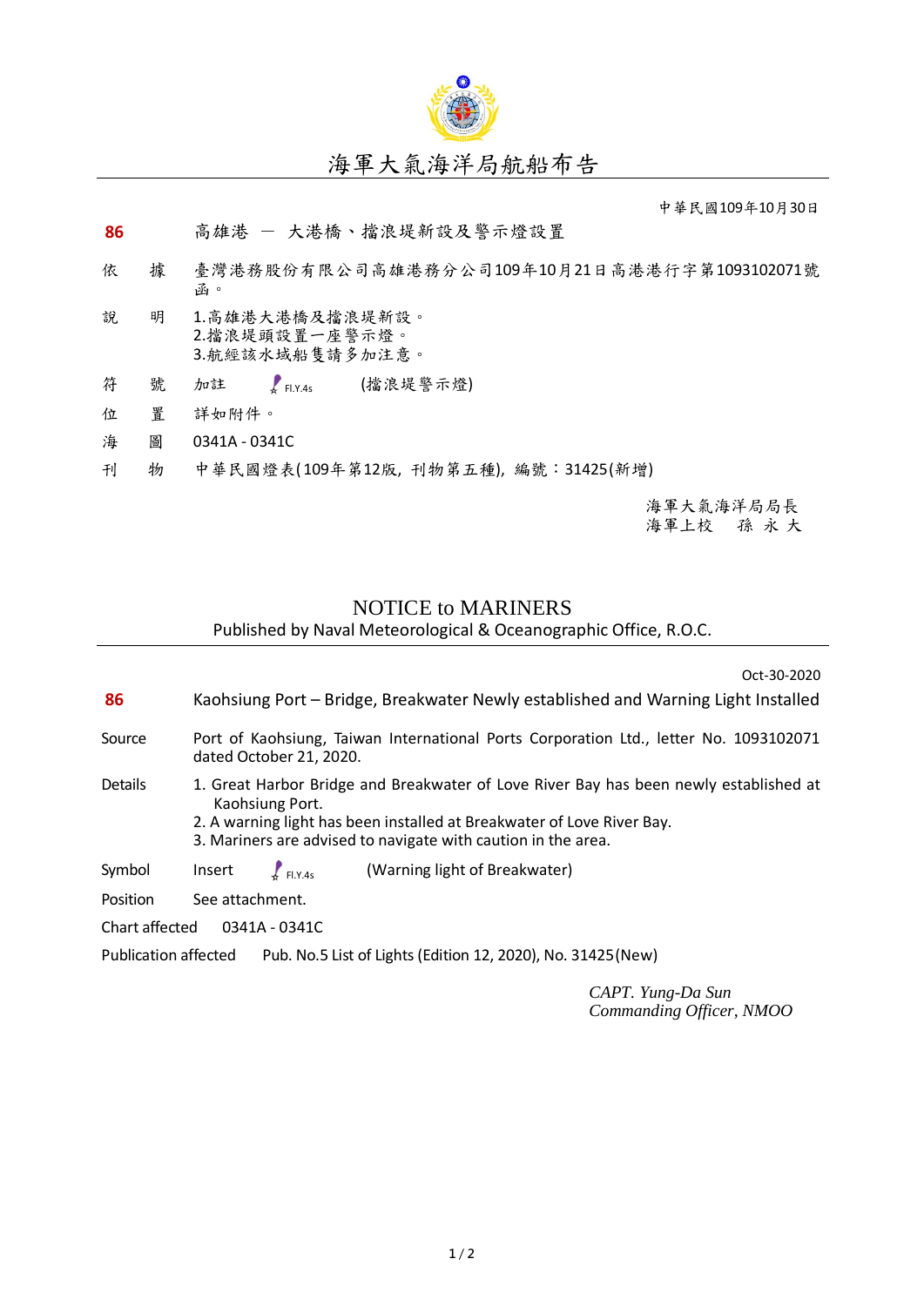# 海軍大氣海洋局航船布告

中華民國109年10月30日

**86** 高雄港 － 大港橋、擋浪堤新設及警示燈設置

依　據　臺灣港務股份有限公司高雄港務分公司109年10月21日高港港行字第1093102071號函。

說　明　1.高雄港大港橋及擋浪堤新設。
2.擋浪堤頭設置一座警示燈。
3.航經該水域船隻請多加注意。

符　號　加註　Fl.Y.4s　(擋浪堤警示燈)

位　置　詳如附件。

海　圖　0341A - 0341C

刊　物　中華民國燈表(109年第12版, 刊物第五種), 編號：31425(新增)

海軍大氣海洋局局長
海軍上校　孫 永 大

## NOTICE to MARINERS

Published by Naval Meteorological & Oceanographic Office, R.O.C.

Oct-30-2020

**86** Kaohsiung Port – Bridge, Breakwater Newly established and Warning Light Installed

Source　Port of Kaohsiung, Taiwan International Ports Corporation Ltd., letter No. 1093102071 dated October 21, 2020.

Details　1. Great Harbor Bridge and Breakwater of Love River Bay has been newly established at Kaohsiung Port.
2. A warning light has been installed at Breakwater of Love River Bay.
3. Mariners are advised to navigate with caution in the area.

Symbol　Insert　Fl.Y.4s　(Warning light of Breakwater)

Position　See attachment.

Chart affected　0341A - 0341C

Publication affected　Pub. No.5 List of Lights (Edition 12, 2020), No. 31425(New)

*CAPT. Yung-Da Sun*
*Commanding Officer, NMOO*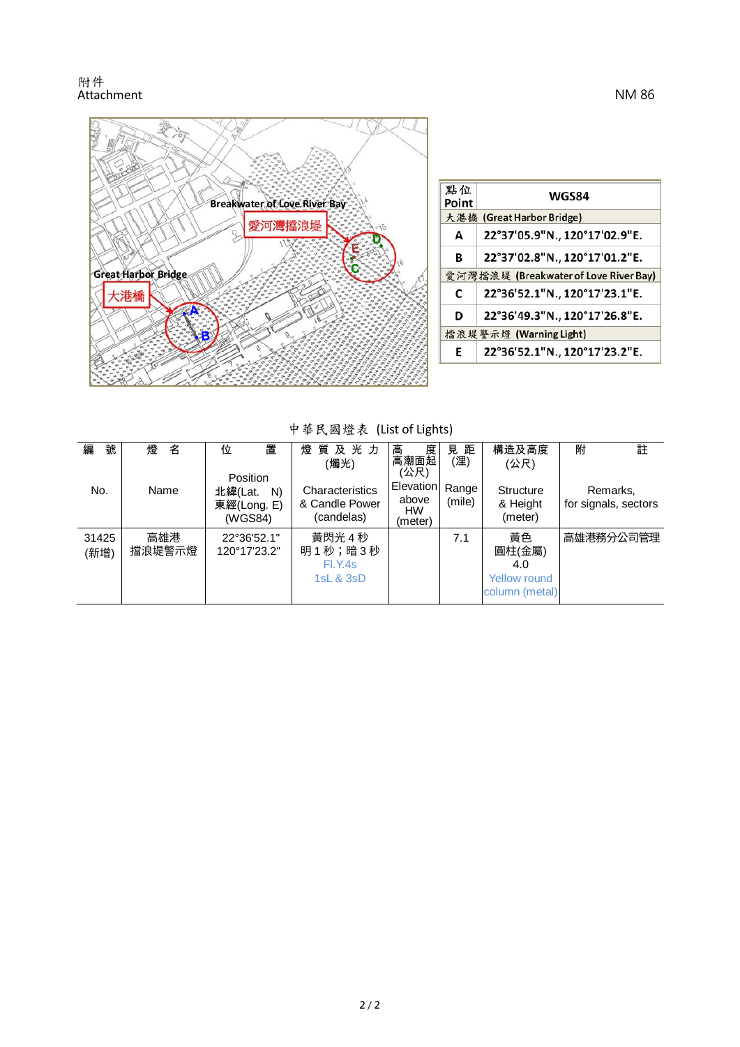附件
Attachment

NM 86

Breakwater of Love River Bay

愛河灣擋浪堤

Great Harbor Bridge

大港橋

A B C D E

| 點位 Point | WGS84 |
|---|---|
| 大港橋 (Great Harbor Bridge) | |
| A | 22°37'05.9"N., 120°17'02.9"E. |
| B | 22°37'02.8"N., 120°17'01.2"E. |
| 愛河灣擋浪堤 (Breakwater of Love River Bay) | |
| C | 22°36'52.1"N., 120°17'23.1"E. |
| D | 22°36'49.3"N., 120°17'26.8"E. |
| 擋浪堤警示燈 (Warning Light) | |
| E | 22°36'52.1"N., 120°17'23.2"E. |

中華民國燈表 (List of Lights)

| 編號 No. | 燈名 Name | 位置 Position 北緯(Lat. N) 東經(Long. E) (WGS84) | 燈質及光力(燭光) Characteristics & Candle Power (candelas) | 高度 高潮面起(公尺) Elevation above HW (meter) | 見距(浬) Range (mile) | 構造及高度(公尺) Structure & Height (meter) | 附註 Remarks, for signals, sectors |
|---|---|---|---|---|---|---|---|
| 31425 (新增) | 高雄港 擋浪堤警示燈 | 22°36'52.1" 120°17'23.2" | 黃閃光 4 秒 明 1 秒；暗 3 秒 Fl.Y.4s 1sL & 3sD | | 7.1 | 黃色 圓柱(金屬) 4.0 Yellow round column (metal) | 高雄港務分公司管理 |